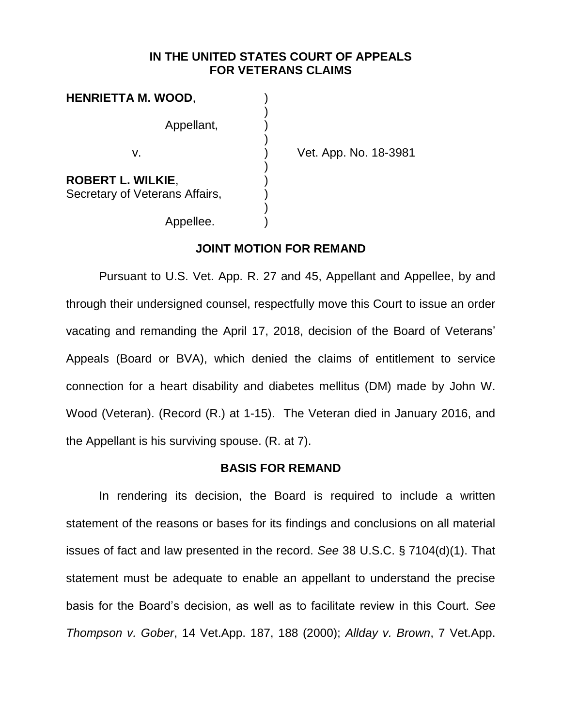**IN THE UNITED STATES COURT OF APPEALS FOR VETERANS CLAIMS**

| | | |
|---|---|---|
| **HENRIETTA M. WOOD**, | ) | |
| | ) | |
| Appellant, | ) | |
| | ) | |
| v. | ) | Vet. App. No. 18-3981 |
| | ) | |
| **ROBERT L. WILKIE**, | ) | |
| Secretary of Veterans Affairs, | ) | |
| | ) | |
| Appellee. | ) | |

## JOINT MOTION FOR REMAND

Pursuant to U.S. Vet. App. R. 27 and 45, Appellant and Appellee, by and through their undersigned counsel, respectfully move this Court to issue an order vacating and remanding the April 17, 2018, decision of the Board of Veterans' Appeals (Board or BVA), which denied the claims of entitlement to service connection for a heart disability and diabetes mellitus (DM) made by John W. Wood (Veteran). (Record (R.) at 1-15). The Veteran died in January 2016, and the Appellant is his surviving spouse. (R. at 7).

## BASIS FOR REMAND

In rendering its decision, the Board is required to include a written statement of the reasons or bases for its findings and conclusions on all material issues of fact and law presented in the record. *See* 38 U.S.C. § 7104(d)(1). That statement must be adequate to enable an appellant to understand the precise basis for the Board's decision, as well as to facilitate review in this Court. *See Thompson v. Gober*, 14 Vet.App. 187, 188 (2000); *Allday v. Brown*, 7 Vet.App.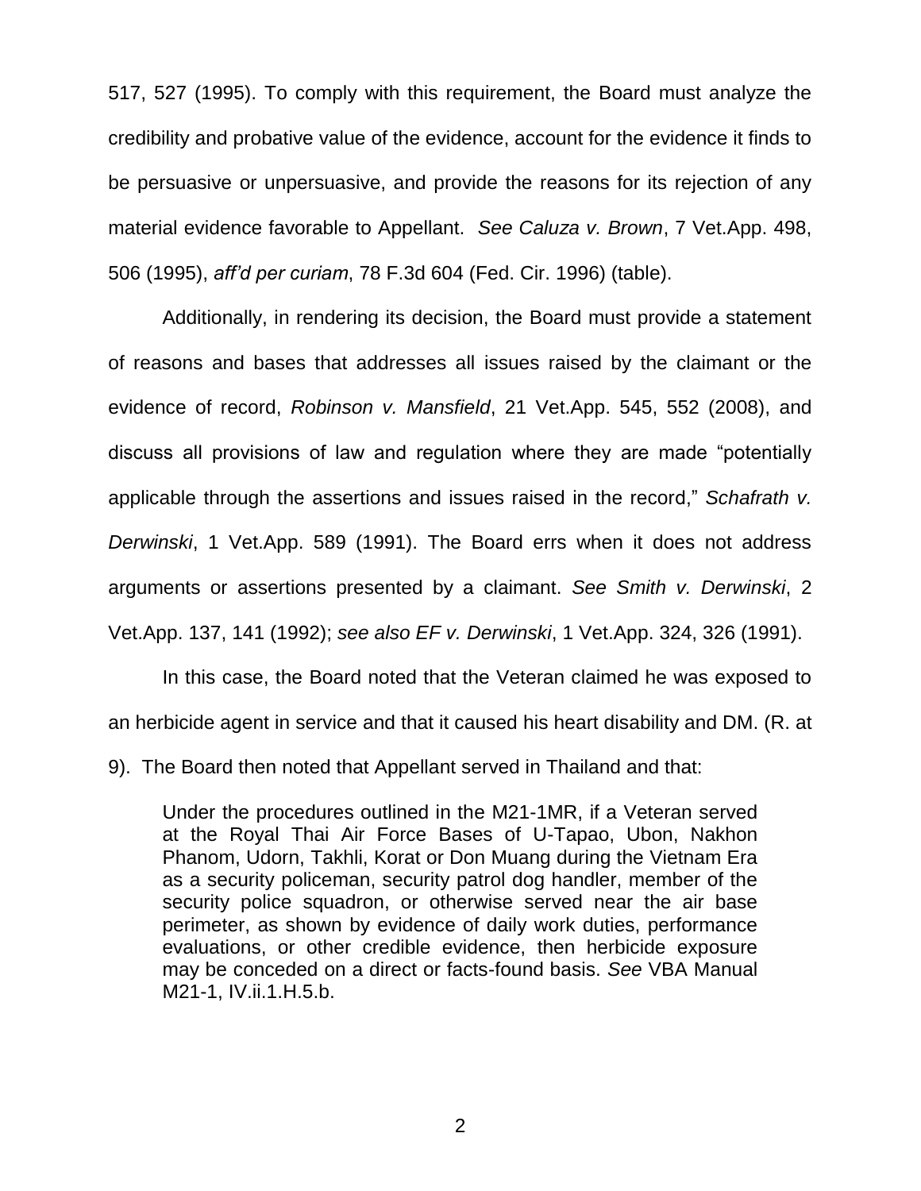517, 527 (1995). To comply with this requirement, the Board must analyze the credibility and probative value of the evidence, account for the evidence it finds to be persuasive or unpersuasive, and provide the reasons for its rejection of any material evidence favorable to Appellant. *See Caluza v. Brown*, 7 Vet.App. 498, 506 (1995), *aff'd per curiam*, 78 F.3d 604 (Fed. Cir. 1996) (table).

Additionally, in rendering its decision, the Board must provide a statement of reasons and bases that addresses all issues raised by the claimant or the evidence of record, *Robinson v. Mansfield*, 21 Vet.App. 545, 552 (2008), and discuss all provisions of law and regulation where they are made "potentially applicable through the assertions and issues raised in the record," *Schafrath v. Derwinski*, 1 Vet.App. 589 (1991). The Board errs when it does not address arguments or assertions presented by a claimant. *See Smith v. Derwinski*, 2 Vet.App. 137, 141 (1992); *see also EF v. Derwinski*, 1 Vet.App. 324, 326 (1991).

In this case, the Board noted that the Veteran claimed he was exposed to an herbicide agent in service and that it caused his heart disability and DM. (R. at 9). The Board then noted that Appellant served in Thailand and that:

> Under the procedures outlined in the M21-1MR, if a Veteran served at the Royal Thai Air Force Bases of U-Tapao, Ubon, Nakhon Phanom, Udorn, Takhli, Korat or Don Muang during the Vietnam Era as a security policeman, security patrol dog handler, member of the security police squadron, or otherwise served near the air base perimeter, as shown by evidence of daily work duties, performance evaluations, or other credible evidence, then herbicide exposure may be conceded on a direct or facts-found basis. *See* VBA Manual M21-1, IV.ii.1.H.5.b.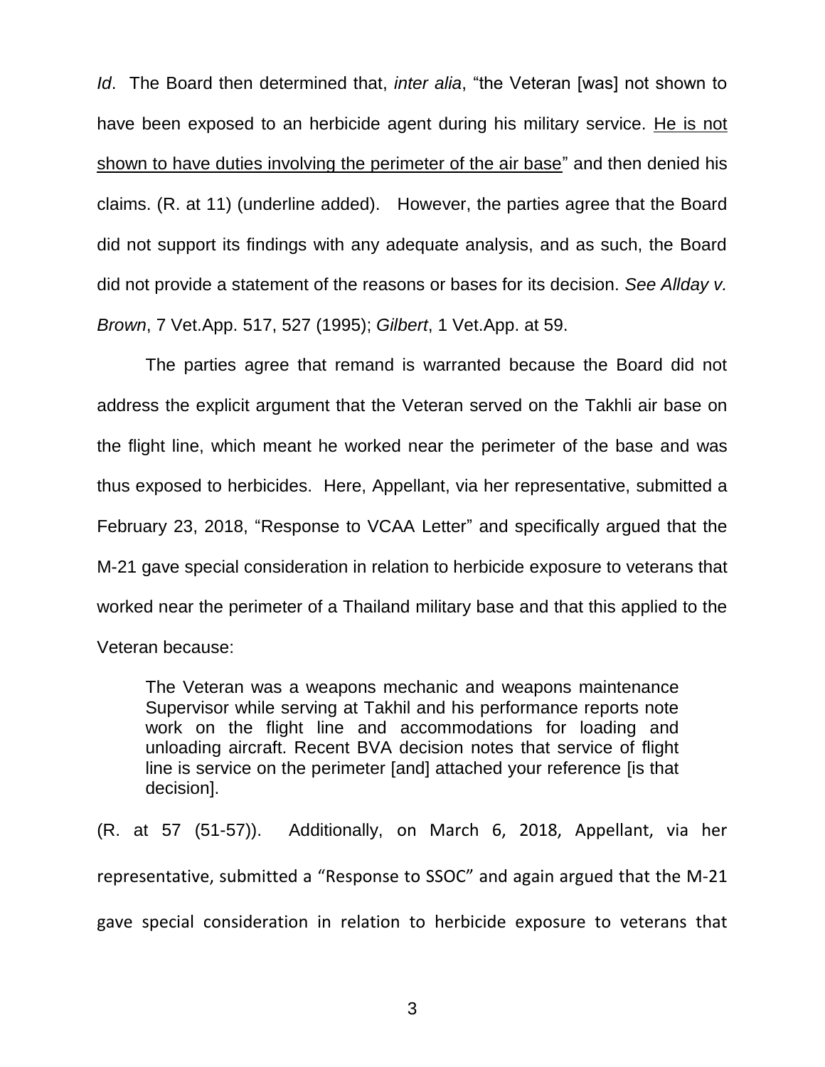*Id*. The Board then determined that, *inter alia*, "the Veteran [was] not shown to have been exposed to an herbicide agent during his military service. <u>He is not shown to have duties involving the perimeter of the air base</u>" and then denied his claims. (R. at 11) (underline added). However, the parties agree that the Board did not support its findings with any adequate analysis, and as such, the Board did not provide a statement of the reasons or bases for its decision. *See Allday v. Brown*, 7 Vet.App. 517, 527 (1995); *Gilbert*, 1 Vet.App. at 59.

The parties agree that remand is warranted because the Board did not address the explicit argument that the Veteran served on the Takhli air base on the flight line, which meant he worked near the perimeter of the base and was thus exposed to herbicides. Here, Appellant, via her representative, submitted a February 23, 2018, "Response to VCAA Letter" and specifically argued that the M-21 gave special consideration in relation to herbicide exposure to veterans that worked near the perimeter of a Thailand military base and that this applied to the Veteran because:

> The Veteran was a weapons mechanic and weapons maintenance Supervisor while serving at Takhil and his performance reports note work on the flight line and accommodations for loading and unloading aircraft. Recent BVA decision notes that service of flight line is service on the perimeter [and] attached your reference [is that decision].

(R. at 57 (51-57)). Additionally, on March 6, 2018, Appellant, via her representative, submitted a "Response to SSOC" and again argued that the M-21 gave special consideration in relation to herbicide exposure to veterans that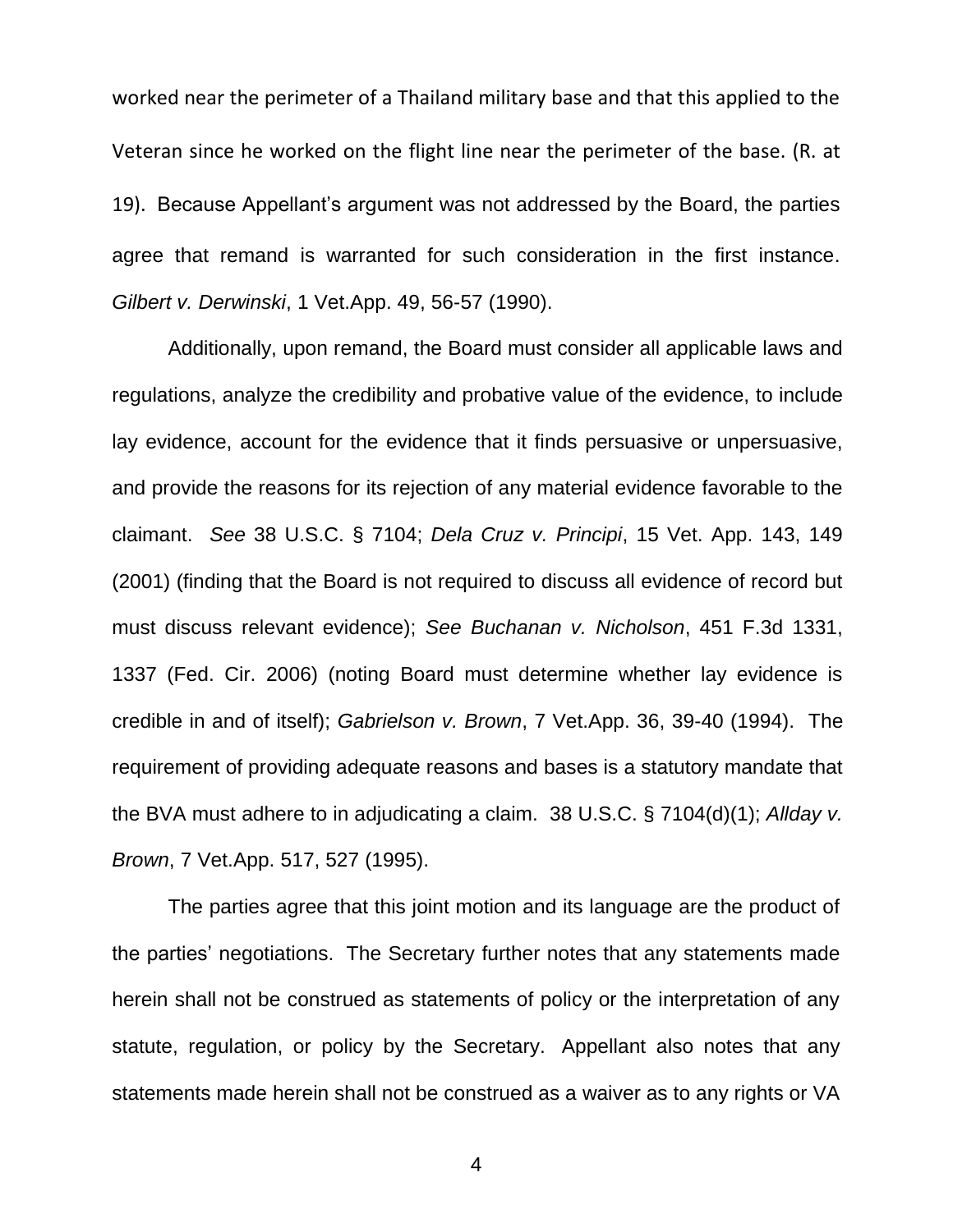worked near the perimeter of a Thailand military base and that this applied to the Veteran since he worked on the flight line near the perimeter of the base. (R. at 19). Because Appellant's argument was not addressed by the Board, the parties agree that remand is warranted for such consideration in the first instance. *Gilbert v. Derwinski*, 1 Vet.App. 49, 56-57 (1990).

Additionally, upon remand, the Board must consider all applicable laws and regulations, analyze the credibility and probative value of the evidence, to include lay evidence, account for the evidence that it finds persuasive or unpersuasive, and provide the reasons for its rejection of any material evidence favorable to the claimant. *See* 38 U.S.C. § 7104; *Dela Cruz v. Principi*, 15 Vet. App. 143, 149 (2001) (finding that the Board is not required to discuss all evidence of record but must discuss relevant evidence); *See Buchanan v. Nicholson*, 451 F.3d 1331, 1337 (Fed. Cir. 2006) (noting Board must determine whether lay evidence is credible in and of itself); *Gabrielson v. Brown*, 7 Vet.App. 36, 39-40 (1994). The requirement of providing adequate reasons and bases is a statutory mandate that the BVA must adhere to in adjudicating a claim. 38 U.S.C. § 7104(d)(1); *Allday v. Brown*, 7 Vet.App. 517, 527 (1995).

The parties agree that this joint motion and its language are the product of the parties' negotiations. The Secretary further notes that any statements made herein shall not be construed as statements of policy or the interpretation of any statute, regulation, or policy by the Secretary. Appellant also notes that any statements made herein shall not be construed as a waiver as to any rights or VA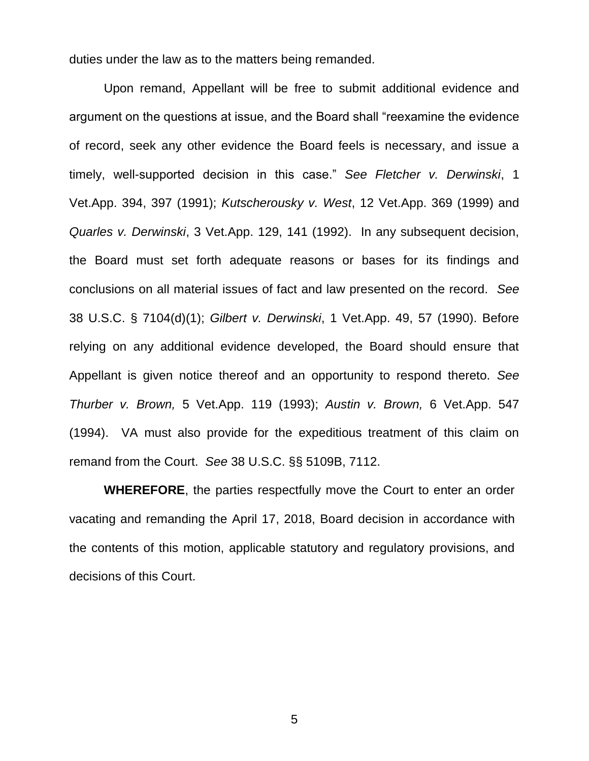duties under the law as to the matters being remanded.

Upon remand, Appellant will be free to submit additional evidence and argument on the questions at issue, and the Board shall "reexamine the evidence of record, seek any other evidence the Board feels is necessary, and issue a timely, well-supported decision in this case." *See Fletcher v. Derwinski*, 1 Vet.App. 394, 397 (1991); *Kutscherousky v. West*, 12 Vet.App. 369 (1999) and *Quarles v. Derwinski*, 3 Vet.App. 129, 141 (1992). In any subsequent decision, the Board must set forth adequate reasons or bases for its findings and conclusions on all material issues of fact and law presented on the record. *See* 38 U.S.C. § 7104(d)(1); *Gilbert v. Derwinski*, 1 Vet.App. 49, 57 (1990). Before relying on any additional evidence developed, the Board should ensure that Appellant is given notice thereof and an opportunity to respond thereto. *See Thurber v. Brown,* 5 Vet.App. 119 (1993); *Austin v. Brown,* 6 Vet.App. 547 (1994). VA must also provide for the expeditious treatment of this claim on remand from the Court. *See* 38 U.S.C. §§ 5109B, 7112.

**WHEREFORE**, the parties respectfully move the Court to enter an order vacating and remanding the April 17, 2018, Board decision in accordance with the contents of this motion, applicable statutory and regulatory provisions, and decisions of this Court.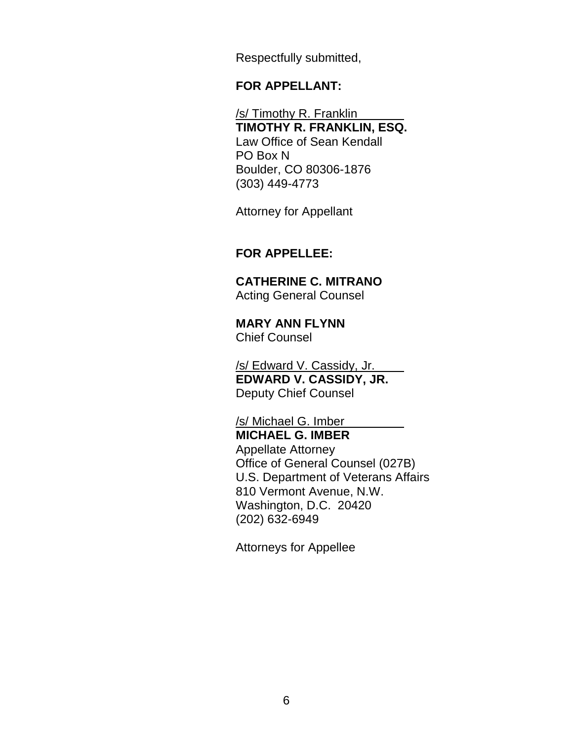Respectfully submitted,

**FOR APPELLANT:**

/s/ Timothy R. Franklin
**TIMOTHY R. FRANKLIN, ESQ.**
Law Office of Sean Kendall
PO Box N
Boulder, CO 80306-1876
(303) 449-4773

Attorney for Appellant

**FOR APPELLEE:**

**CATHERINE C. MITRANO**
Acting General Counsel

**MARY ANN FLYNN**
Chief Counsel

/s/ Edward V. Cassidy, Jr.
**EDWARD V. CASSIDY, JR.**
Deputy Chief Counsel

/s/ Michael G. Imber
**MICHAEL G. IMBER**
Appellate Attorney
Office of General Counsel (027B)
U.S. Department of Veterans Affairs
810 Vermont Avenue, N.W.
Washington, D.C. 20420
(202) 632-6949

Attorneys for Appellee